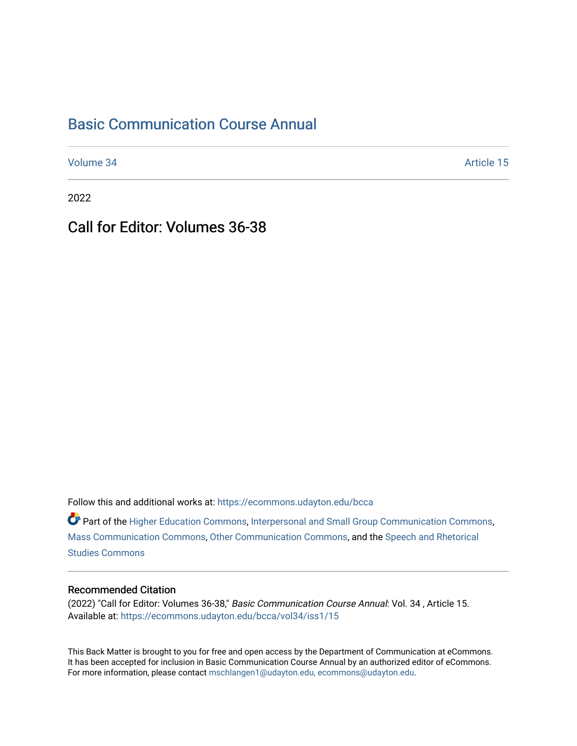Basic Communication Course Annual

Volume 34 | Article 15

2022

# Call for Editor: Volumes 36-38

Follow this and additional works at: https://ecommons.udayton.edu/bcca

Part of the Higher Education Commons, Interpersonal and Small Group Communication Commons, Mass Communication Commons, Other Communication Commons, and the Speech and Rhetorical Studies Commons

## Recommended Citation

(2022) "Call for Editor: Volumes 36-38," *Basic Communication Course Annual*: Vol. 34 , Article 15.
Available at: https://ecommons.udayton.edu/bcca/vol34/iss1/15

This Back Matter is brought to you for free and open access by the Department of Communication at eCommons. It has been accepted for inclusion in Basic Communication Course Annual by an authorized editor of eCommons. For more information, please contact mschlangen1@udayton.edu, ecommons@udayton.edu.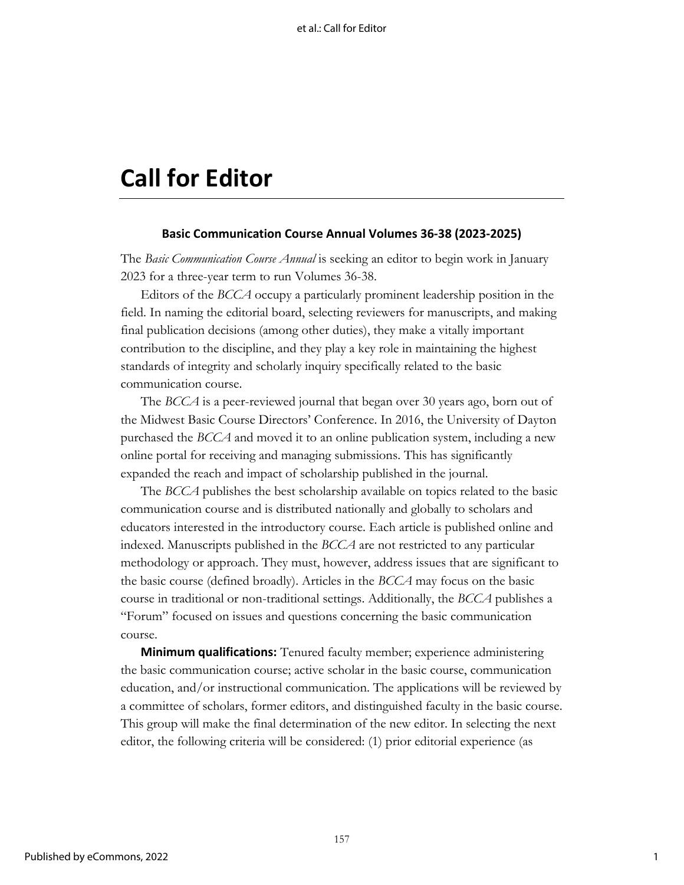# Call for Editor

### Basic Communication Course Annual Volumes 36-38 (2023-2025)

The *Basic Communication Course Annual* is seeking an editor to begin work in January 2023 for a three-year term to run Volumes 36-38.

Editors of the *BCCA* occupy a particularly prominent leadership position in the field. In naming the editorial board, selecting reviewers for manuscripts, and making final publication decisions (among other duties), they make a vitally important contribution to the discipline, and they play a key role in maintaining the highest standards of integrity and scholarly inquiry specifically related to the basic communication course.

The *BCCA* is a peer-reviewed journal that began over 30 years ago, born out of the Midwest Basic Course Directors' Conference. In 2016, the University of Dayton purchased the *BCCA* and moved it to an online publication system, including a new online portal for receiving and managing submissions. This has significantly expanded the reach and impact of scholarship published in the journal.

The *BCCA* publishes the best scholarship available on topics related to the basic communication course and is distributed nationally and globally to scholars and educators interested in the introductory course. Each article is published online and indexed. Manuscripts published in the *BCCA* are not restricted to any particular methodology or approach. They must, however, address issues that are significant to the basic course (defined broadly). Articles in the *BCCA* may focus on the basic course in traditional or non-traditional settings. Additionally, the *BCCA* publishes a "Forum" focused on issues and questions concerning the basic communication course.

**Minimum qualifications:** Tenured faculty member; experience administering the basic communication course; active scholar in the basic course, communication education, and/or instructional communication. The applications will be reviewed by a committee of scholars, former editors, and distinguished faculty in the basic course. This group will make the final determination of the new editor. In selecting the next editor, the following criteria will be considered: (1) prior editorial experience (as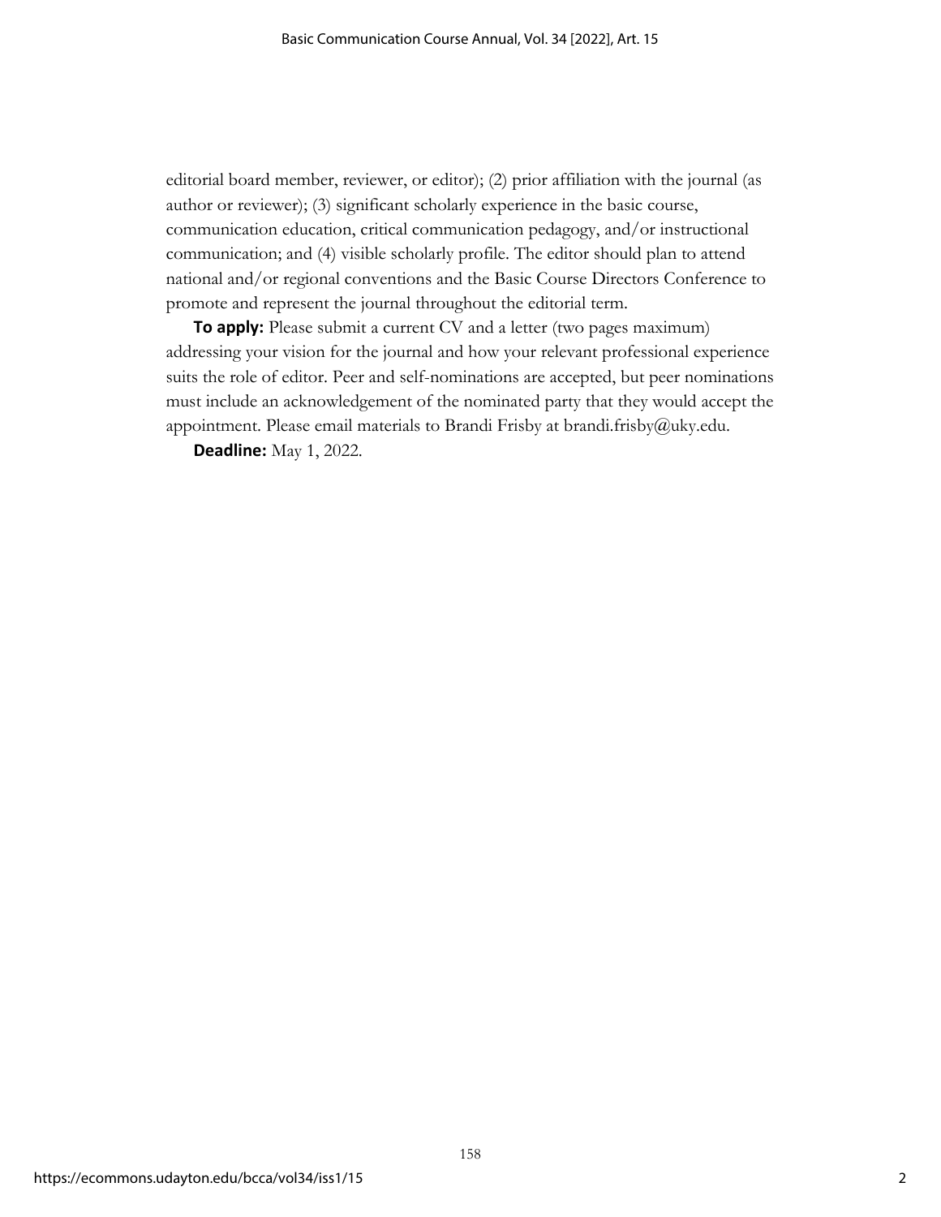editorial board member, reviewer, or editor); (2) prior affiliation with the journal (as author or reviewer); (3) significant scholarly experience in the basic course, communication education, critical communication pedagogy, and/or instructional communication; and (4) visible scholarly profile. The editor should plan to attend national and/or regional conventions and the Basic Course Directors Conference to promote and represent the journal throughout the editorial term.

**To apply:** Please submit a current CV and a letter (two pages maximum) addressing your vision for the journal and how your relevant professional experience suits the role of editor. Peer and self-nominations are accepted, but peer nominations must include an acknowledgement of the nominated party that they would accept the appointment. Please email materials to Brandi Frisby at brandi.frisby@uky.edu.

**Deadline:** May 1, 2022.